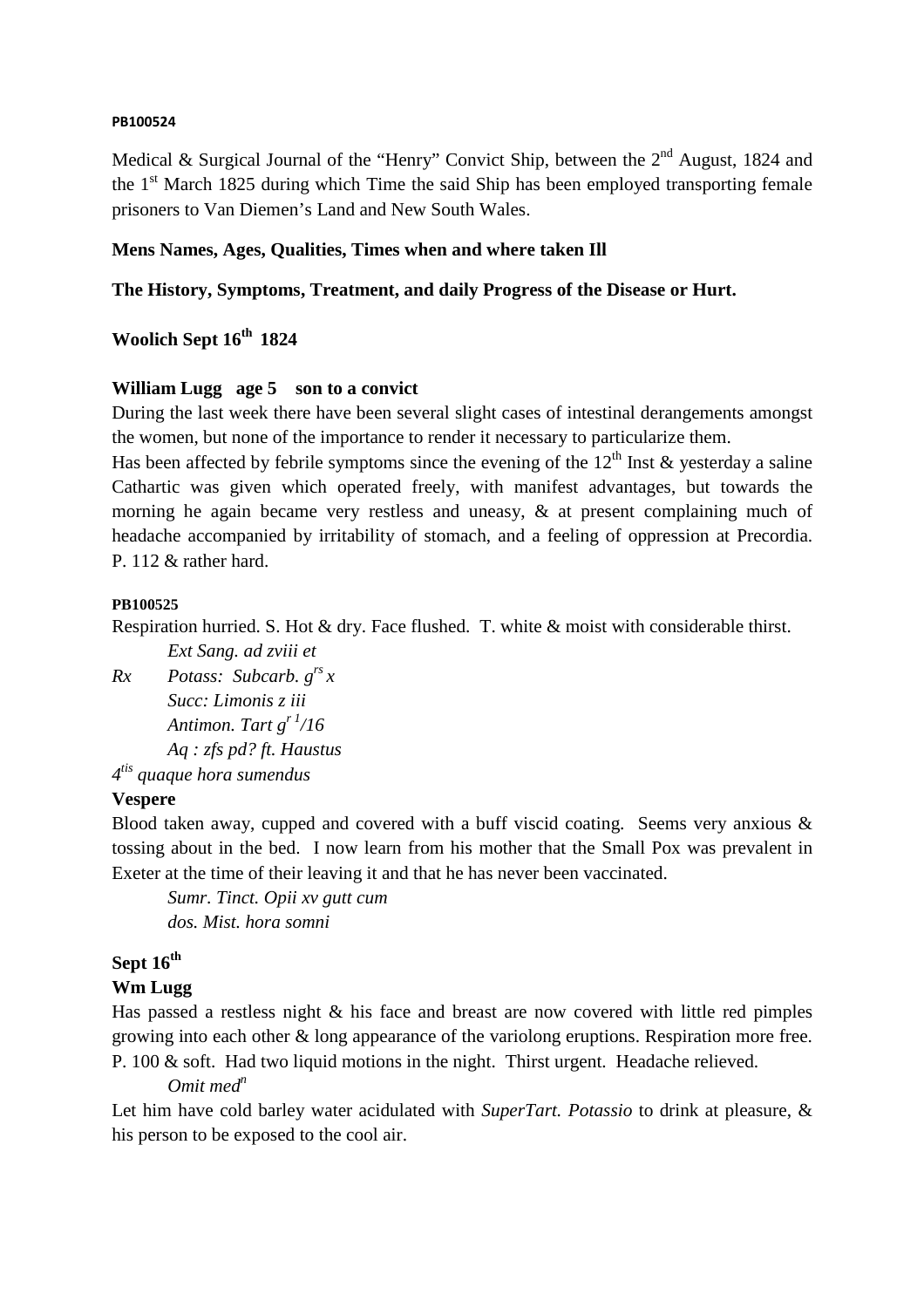**PB100524**

Medical & Surgical Journal of the "Henry" Convict Ship, between the 2nd August, 1824 and the 1st March 1825 during which Time the said Ship has been employed transporting female prisoners to Van Diemen's Land and New South Wales.

**Mens Names, Ages, Qualities, Times when and where taken Ill**

**The History, Symptoms, Treatment, and daily Progress of the Disease or Hurt.**

**Woolich Sept 16th 1824**

**William Lugg age 5 son to a convict**

During the last week there have been several slight cases of intestinal derangements amongst the women, but none of the importance to render it necessary to particularize them.

Has been affected by febrile symptoms since the evening of the 12th Inst & yesterday a saline Cathartic was given which operated freely, with manifest advantages, but towards the morning he again became very restless and uneasy, & at present complaining much of headache accompanied by irritability of stomach, and a feeling of oppression at Precordia. P. 112 & rather hard.

**PB100525**

Respiration hurried. S. Hot & dry. Face flushed. T. white & moist with considerable thirst.

*Ext Sang. ad zviii et*

*Rx Potass: Subcarb. grs x*

*Succ: Limonis z iii*

*Antimon. Tart gr 1/16*

*Aq : zfs pd? ft. Haustus*

*4tis quaque hora sumendus*

**Vespere**

Blood taken away, cupped and covered with a buff viscid coating. Seems very anxious & tossing about in the bed. I now learn from his mother that the Small Pox was prevalent in Exeter at the time of their leaving it and that he has never been vaccinated.

*Sumr. Tinct. Opii xv gutt cum*

*dos. Mist. hora somni*

**Sept 16th**

**Wm Lugg**

Has passed a restless night & his face and breast are now covered with little red pimples growing into each other & long appearance of the variolong eruptions. Respiration more free. P. 100 & soft. Had two liquid motions in the night. Thirst urgent. Headache relieved.

*Omit medn*

Let him have cold barley water acidulated with *SuperTart. Potassio* to drink at pleasure, & his person to be exposed to the cool air.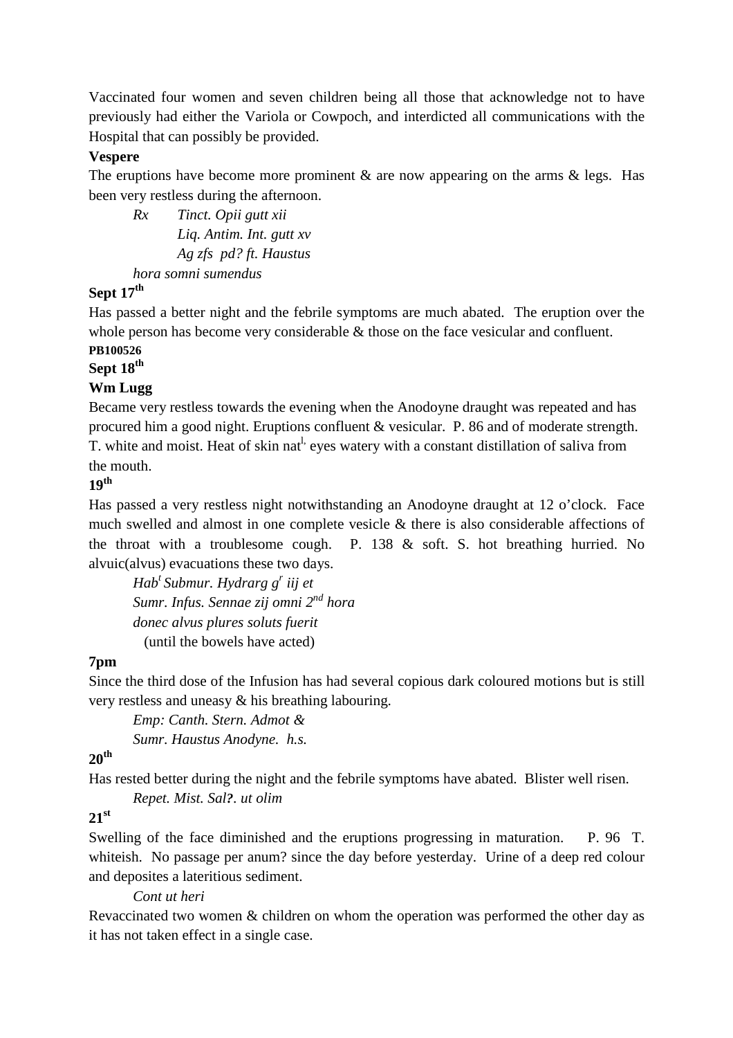Vaccinated four women and seven children being all those that acknowledge not to have previously had either the Variola or Cowpoch, and interdicted all communications with the Hospital that can possibly be provided.

**Vespere**

The eruptions have become more prominent & are now appearing on the arms & legs. Has been very restless during the afternoon.

*Rx Tinct. Opii gutt xii*
*Liq. Antim. Int. gutt xv*
*Ag zfs pd? ft. Haustus*
*hora somni sumendus*

**Sept 17th**

Has passed a better night and the febrile symptoms are much abated. The eruption over the whole person has become very considerable & those on the face vesicular and confluent.

**PB100526**

**Sept 18th**

**Wm Lugg**

Became very restless towards the evening when the Anodoyne draught was repeated and has procured him a good night. Eruptions confluent & vesicular. P. 86 and of moderate strength. T. white and moist. Heat of skin natl, eyes watery with a constant distillation of saliva from the mouth.

**19th**

Has passed a very restless night notwithstanding an Anodoyne draught at 12 o'clock. Face much swelled and almost in one complete vesicle & there is also considerable affections of the throat with a troublesome cough. P. 138 & soft. S. hot breathing hurried. No alvuic(alvus) evacuations these two days.

*Habt Submur. Hydrarg gr iij et*
*Sumr. Infus. Sennae zij omni 2nd hora*
*donec alvus plures soluts fuerit*
(until the bowels have acted)

**7pm**

Since the third dose of the Infusion has had several copious dark coloured motions but is still very restless and uneasy & his breathing labouring.

*Emp: Canth. Stern. Admot &*
*Sumr. Haustus Anodyne. h.s.*

**20th**

Has rested better during the night and the febrile symptoms have abated. Blister well risen.

*Repet. Mist. Sal?. ut olim*

**21st**

Swelling of the face diminished and the eruptions progressing in maturation. P. 96 T. whiteish. No passage per anum? since the day before yesterday. Urine of a deep red colour and deposites a lateritious sediment.

*Cont ut heri*

Revaccinated two women & children on whom the operation was performed the other day as it has not taken effect in a single case.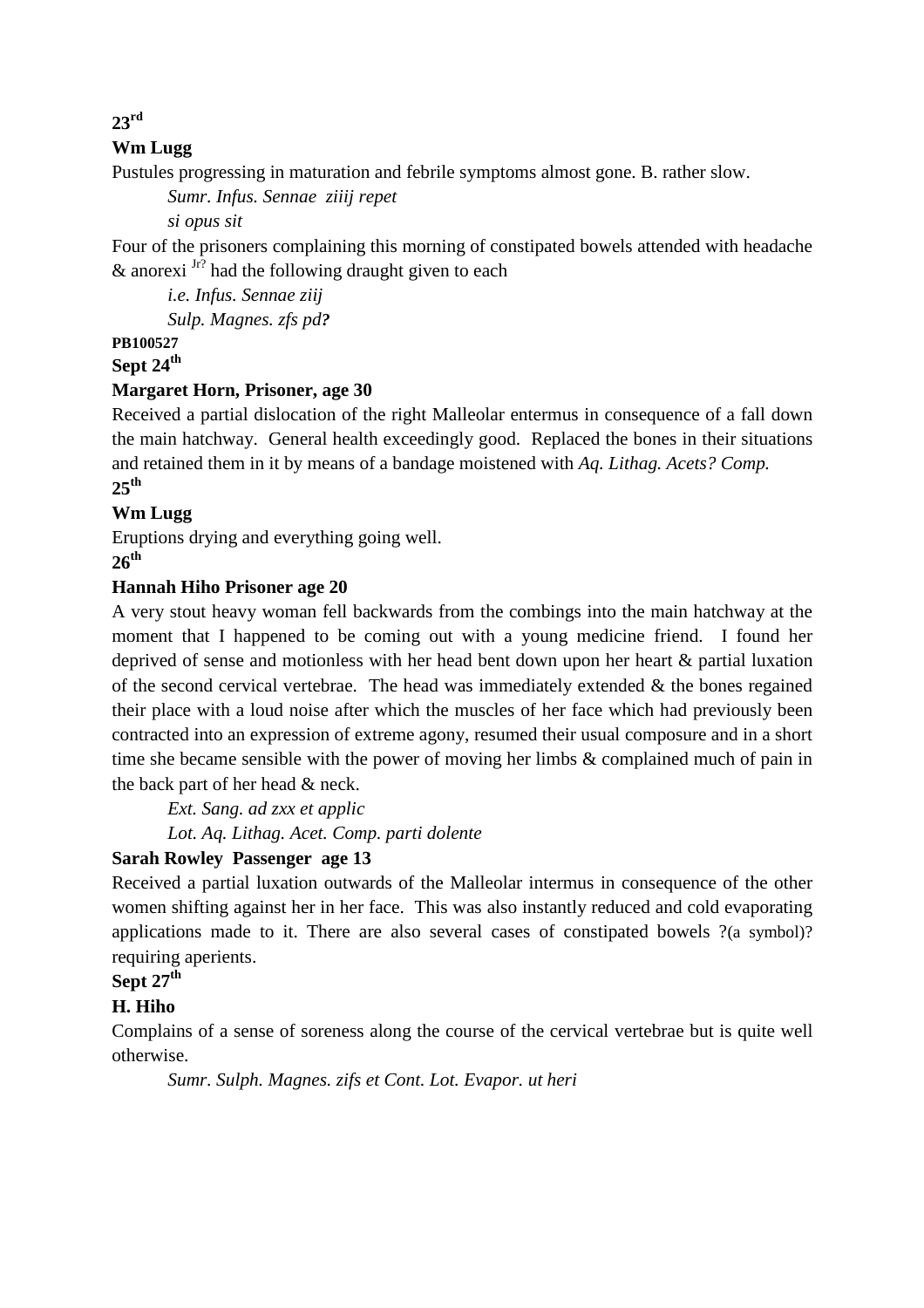**23rd**

**Wm Lugg**

Pustules progressing in maturation and febrile symptoms almost gone. B. rather slow.

> *Sumr. Infus. Sennae ziiij repet*
>
> *si opus sit*

Four of the prisoners complaining this morning of constipated bowels attended with headache & anorexi [Jr?] had the following draught given to each

> *i.e. Infus. Sennae ziij*
>
> *Sulp. Magnes. zfs pd?*

**PB100527**

**Sept 24th**

**Margaret Horn, Prisoner, age 30**

Received a partial dislocation of the right Malleolar entermus in consequence of a fall down the main hatchway. General health exceedingly good. Replaced the bones in their situations and retained them in it by means of a bandage moistened with *Aq. Lithag. Acets? Comp.*

**25th**

**Wm Lugg**

Eruptions drying and everything going well.

**26th**

**Hannah Hiho Prisoner age 20**

A very stout heavy woman fell backwards from the combings into the main hatchway at the moment that I happened to be coming out with a young medicine friend. I found her deprived of sense and motionless with her head bent down upon her heart & partial luxation of the second cervical vertebrae. The head was immediately extended & the bones regained their place with a loud noise after which the muscles of her face which had previously been contracted into an expression of extreme agony, resumed their usual composure and in a short time she became sensible with the power of moving her limbs & complained much of pain in the back part of her head & neck.

> *Ext. Sang. ad zxx et applic*
>
> *Lot. Aq. Lithag. Acet. Comp. parti dolente*

**Sarah Rowley Passenger age 13**

Received a partial luxation outwards of the Malleolar intermus in consequence of the other women shifting against her in her face. This was also instantly reduced and cold evaporating applications made to it. There are also several cases of constipated bowels ?(a symbol)? requiring aperients.

**Sept 27th**

**H. Hiho**

Complains of a sense of soreness along the course of the cervical vertebrae but is quite well otherwise.

> *Sumr. Sulph. Magnes. zifs et Cont. Lot. Evapor. ut heri*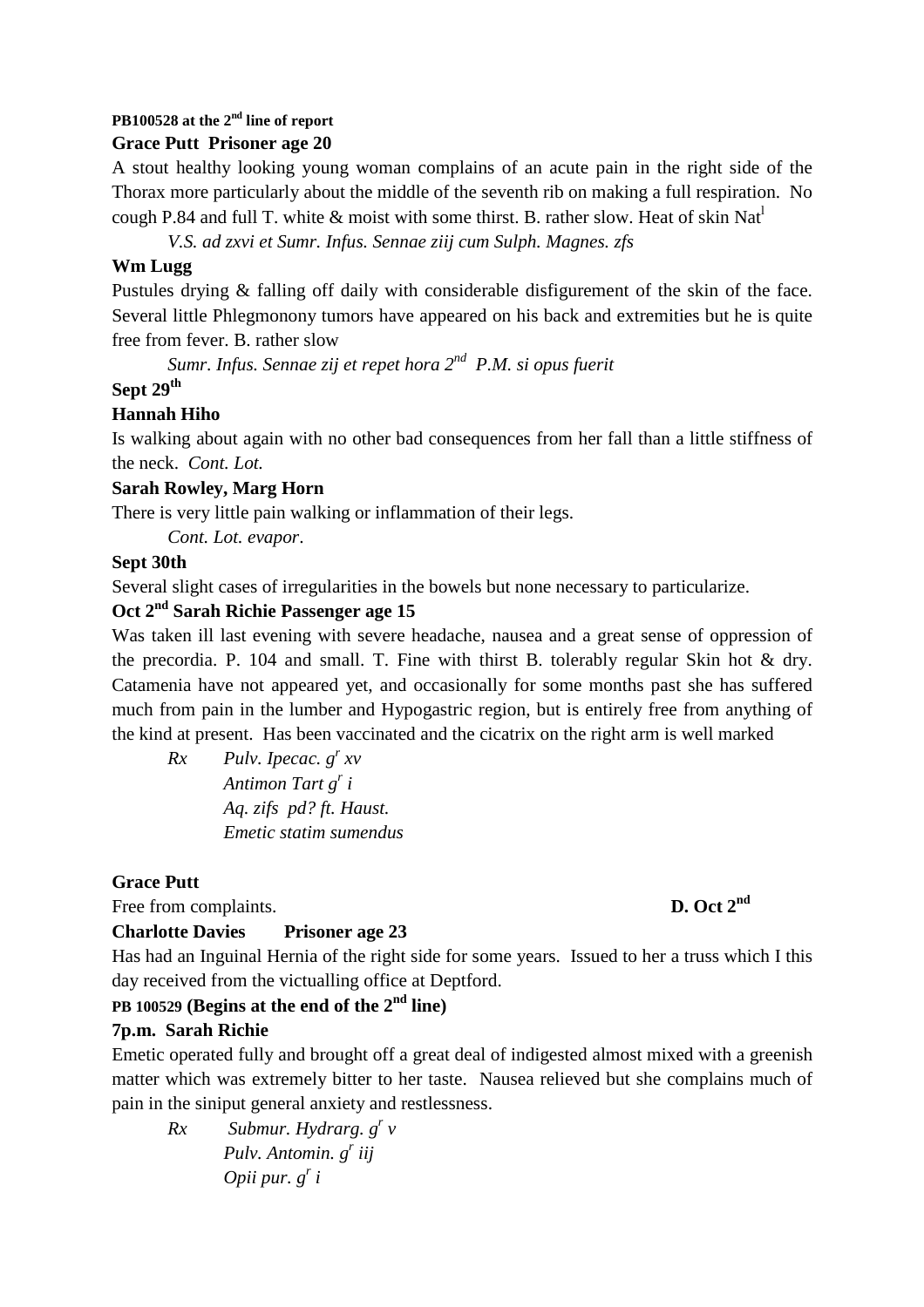**PB100528 at the 2nd line of report**

**Grace Putt Prisoner age 20**

A stout healthy looking young woman complains of an acute pain in the right side of the Thorax more particularly about the middle of the seventh rib on making a full respiration. No cough P.84 and full T. white & moist with some thirst. B. rather slow. Heat of skin Nat[l]

*V.S. ad zxvi et Sumr. Infus. Sennae ziij cum Sulph. Magnes. zfs*

**Wm Lugg**

Pustules drying & falling off daily with considerable disfigurement of the skin of the face. Several little Phlegmonony tumors have appeared on his back and extremities but he is quite free from fever. B. rather slow

*Sumr. Infus. Sennae zij et repet hora 2nd P.M. si opus fuerit*

**Sept 29th**

**Hannah Hiho**

Is walking about again with no other bad consequences from her fall than a little stiffness of the neck. *Cont. Lot.*

**Sarah Rowley, Marg Horn**

There is very little pain walking or inflammation of their legs.

*Cont. Lot. evapor*.

**Sept 30th**

Several slight cases of irregularities in the bowels but none necessary to particularize.

**Oct 2nd Sarah Richie Passenger age 15**

Was taken ill last evening with severe headache, nausea and a great sense of oppression of the precordia. P. 104 and small. T. Fine with thirst B. tolerably regular Skin hot & dry. Catamenia have not appeared yet, and occasionally for some months past she has suffered much from pain in the lumber and Hypogastric region, but is entirely free from anything of the kind at present. Has been vaccinated and the cicatrix on the right arm is well marked

*Rx Pulv. Ipecac. gr xv*
*Antimon Tart gr i*
*Aq. zifs pd? ft. Haust.*
*Emetic statim sumendus*

**Grace Putt**

Free from complaints. **D. Oct 2nd**

**Charlotte Davies Prisoner age 23**

Has had an Inguinal Hernia of the right side for some years. Issued to her a truss which I this day received from the victualling office at Deptford.

**PB 100529 (Begins at the end of the 2nd line)**

**7p.m. Sarah Richie**

Emetic operated fully and brought off a great deal of indigested almost mixed with a greenish matter which was extremely bitter to her taste. Nausea relieved but she complains much of pain in the siniput general anxiety and restlessness.

*Rx Submur. Hydrarg. gr v*
*Pulv. Antomin. gr iij*
*Opii pur. gr i*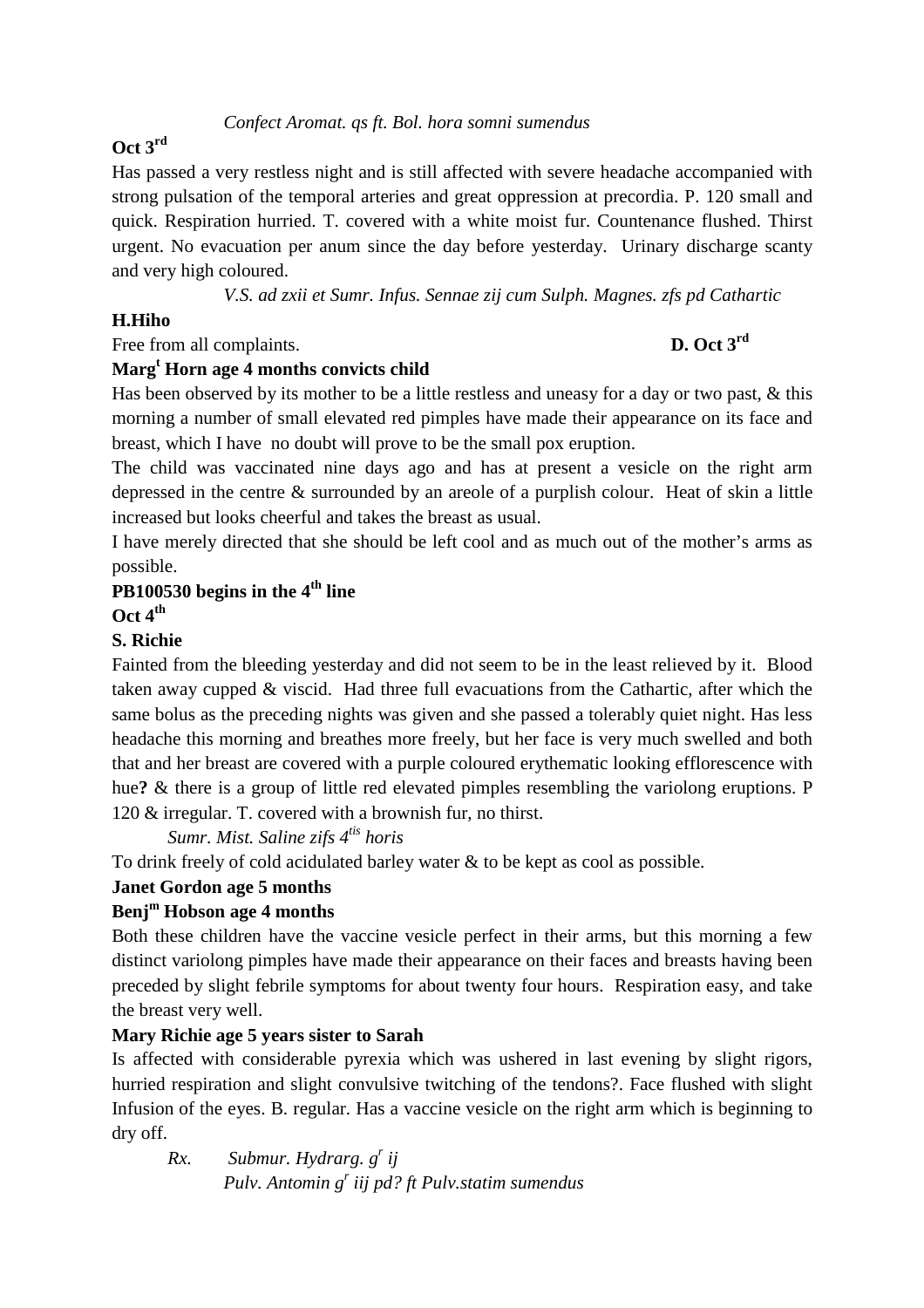*Confect Aromat. qs ft. Bol. hora somni sumendus*

**Oct 3rd**

Has passed a very restless night and is still affected with severe headache accompanied with strong pulsation of the temporal arteries and great oppression at precordia. P. 120 small and quick. Respiration hurried. T. covered with a white moist fur. Countenance flushed. Thirst urgent. No evacuation per anum since the day before yesterday. Urinary discharge scanty and very high coloured.

*V.S. ad zxii et Sumr. Infus. Sennae zij cum Sulph. Magnes. zfs pd Cathartic*

**H.Hiho**

Free from all complaints. **D. Oct 3rd**

**Marg^t Horn age 4 months convicts child**

Has been observed by its mother to be a little restless and uneasy for a day or two past, & this morning a number of small elevated red pimples have made their appearance on its face and breast, which I have no doubt will prove to be the small pox eruption.

The child was vaccinated nine days ago and has at present a vesicle on the right arm depressed in the centre & surrounded by an areole of a purplish colour. Heat of skin a little increased but looks cheerful and takes the breast as usual.

I have merely directed that she should be left cool and as much out of the mother's arms as possible.

**PB100530 begins in the 4th line**

**Oct 4th**

**S. Richie**

Fainted from the bleeding yesterday and did not seem to be in the least relieved by it. Blood taken away cupped & viscid. Had three full evacuations from the Cathartic, after which the same bolus as the preceding nights was given and she passed a tolerably quiet night. Has less headache this morning and breathes more freely, but her face is very much swelled and both that and her breast are covered with a purple coloured erythematic looking efflorescence with hue**?** & there is a group of little red elevated pimples resembling the variolong eruptions. P 120 & irregular. T. covered with a brownish fur, no thirst.

*Sumr. Mist. Saline zifs 4tis horis*

To drink freely of cold acidulated barley water & to be kept as cool as possible.

**Janet Gordon age 5 months**

**Benj^m Hobson age 4 months**

Both these children have the vaccine vesicle perfect in their arms, but this morning a few distinct variolong pimples have made their appearance on their faces and breasts having been preceded by slight febrile symptoms for about twenty four hours. Respiration easy, and take the breast very well.

**Mary Richie age 5 years sister to Sarah**

Is affected with considerable pyrexia which was ushered in last evening by slight rigors, hurried respiration and slight convulsive twitching of the tendons?. Face flushed with slight Infusion of the eyes. B. regular. Has a vaccine vesicle on the right arm which is beginning to dry off.

*Rx. Submur. Hydrarg. g^r ij*
*Pulv. Antomin g^r iij pd? ft Pulv.statim sumendus*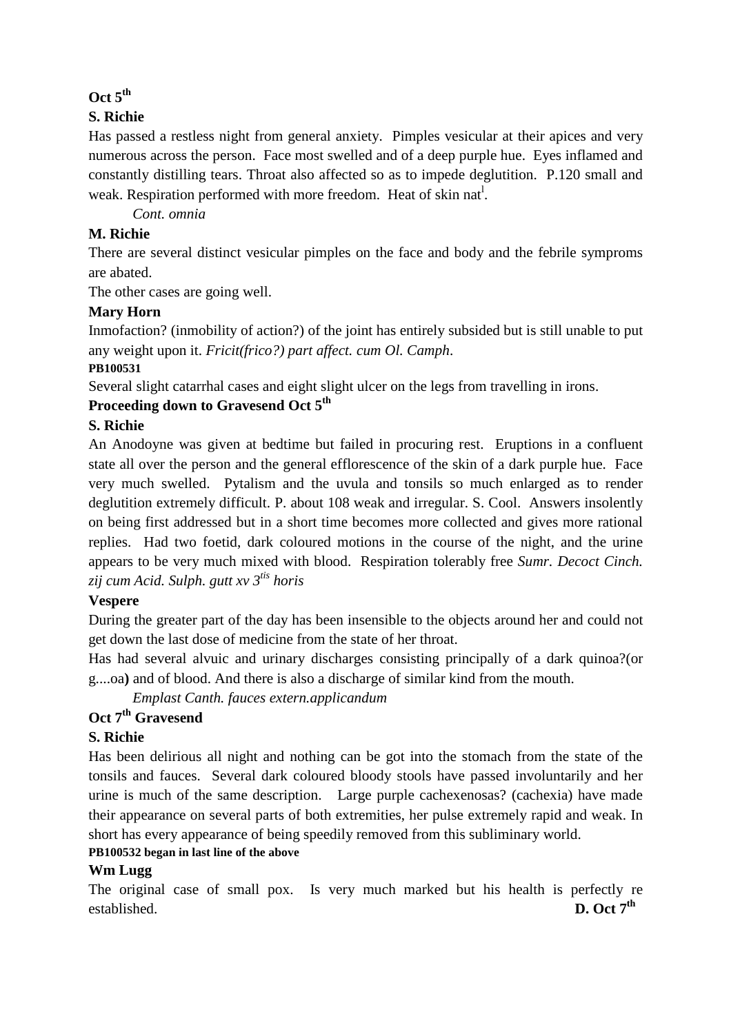**Oct 5th**

**S. Richie**

Has passed a restless night from general anxiety. Pimples vesicular at their apices and very numerous across the person. Face most swelled and of a deep purple hue. Eyes inflamed and constantly distilling tears. Throat also affected so as to impede deglutition. P.120 small and weak. Respiration performed with more freedom. Heat of skin nat[l].

*Cont. omnia*

**M. Richie**

There are several distinct vesicular pimples on the face and body and the febrile symproms are abated.

The other cases are going well.

**Mary Horn**

Inmofaction? (inmobility of action?) of the joint has entirely subsided but is still unable to put any weight upon it. *Fricit(frico?) part affect. cum Ol. Camph*.

**PB100531**

Several slight catarrhal cases and eight slight ulcer on the legs from travelling in irons.

**Proceeding down to Gravesend Oct 5th**

**S. Richie**

An Anodoyne was given at bedtime but failed in procuring rest. Eruptions in a confluent state all over the person and the general efflorescence of the skin of a dark purple hue. Face very much swelled. Pytalism and the uvula and tonsils so much enlarged as to render deglutition extremely difficult. P. about 108 weak and irregular. S. Cool. Answers insolently on being first addressed but in a short time becomes more collected and gives more rational replies. Had two foetid, dark coloured motions in the course of the night, and the urine appears to be very much mixed with blood. Respiration tolerably free *Sumr. Decoct Cinch. zij cum Acid. Sulph. gutt xv 3tis horis*

**Vespere**

During the greater part of the day has been insensible to the objects around her and could not get down the last dose of medicine from the state of her throat.

Has had several alvuic and urinary discharges consisting principally of a dark quinoa?(or g....oa**)** and of blood. And there is also a discharge of similar kind from the mouth.

*Emplast Canth. fauces extern.applicandum*

**Oct 7th Gravesend**

**S. Richie**

Has been delirious all night and nothing can be got into the stomach from the state of the tonsils and fauces. Several dark coloured bloody stools have passed involuntarily and her urine is much of the same description. Large purple cachexenosas? (cachexia) have made their appearance on several parts of both extremities, her pulse extremely rapid and weak. In short has every appearance of being speedily removed from this subliminary world.

**PB100532 began in last line of the above**

**Wm Lugg**

The original case of small pox. Is very much marked but his health is perfectly re established. **D. Oct 7th**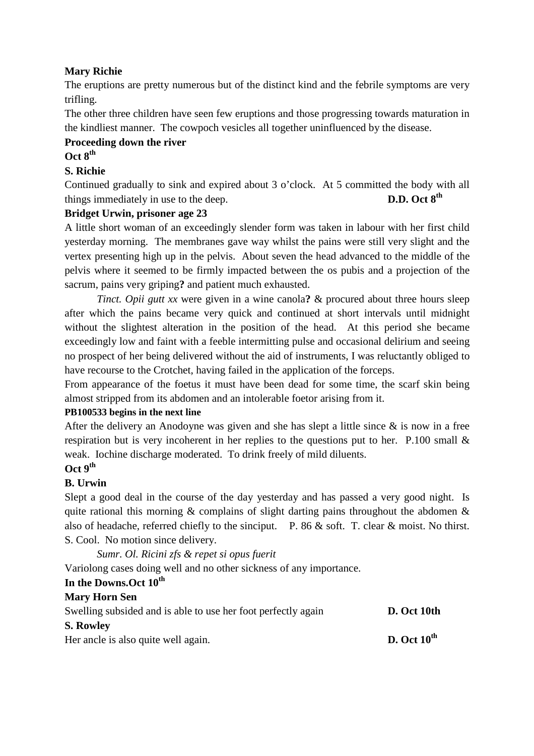**Mary Richie**

The eruptions are pretty numerous but of the distinct kind and the febrile symptoms are very trifling.

The other three children have seen few eruptions and those progressing towards maturation in the kindliest manner. The cowpoch vesicles all together uninfluenced by the disease.

**Proceeding down the river**

**Oct 8th**

**S. Richie**

Continued gradually to sink and expired about 3 o'clock. At 5 committed the body with all things immediately in use to the deep. **D.D. Oct 8th**

**Bridget Urwin, prisoner age 23**

A little short woman of an exceedingly slender form was taken in labour with her first child yesterday morning. The membranes gave way whilst the pains were still very slight and the vertex presenting high up in the pelvis. About seven the head advanced to the middle of the pelvis where it seemed to be firmly impacted between the os pubis and a projection of the sacrum, pains very griping**?** and patient much exhausted.

*Tinct. Opii gutt xx* were given in a wine canola**?** & procured about three hours sleep after which the pains became very quick and continued at short intervals until midnight without the slightest alteration in the position of the head. At this period she became exceedingly low and faint with a feeble intermitting pulse and occasional delirium and seeing no prospect of her being delivered without the aid of instruments, I was reluctantly obliged to have recourse to the Crotchet, having failed in the application of the forceps.

From appearance of the foetus it must have been dead for some time, the scarf skin being almost stripped from its abdomen and an intolerable foetor arising from it.

**PB100533 begins in the next line**

After the delivery an Anodoyne was given and she has slept a little since & is now in a free respiration but is very incoherent in her replies to the questions put to her. P.100 small & weak. Iochine discharge moderated. To drink freely of mild diluents.

**Oct 9th**

**B. Urwin**

Slept a good deal in the course of the day yesterday and has passed a very good night. Is quite rational this morning & complains of slight darting pains throughout the abdomen & also of headache, referred chiefly to the sinciput. P. 86 & soft. T. clear & moist. No thirst. S. Cool. No motion since delivery.

*Sumr. Ol. Ricini zfs & repet si opus fuerit*

Variolong cases doing well and no other sickness of any importance.

**In the Downs.Oct 10th**

**Mary Horn Sen**

Swelling subsided and is able to use her foot perfectly again **D. Oct 10th**

**S. Rowley**

Her ancle is also quite well again. **D. Oct 10th**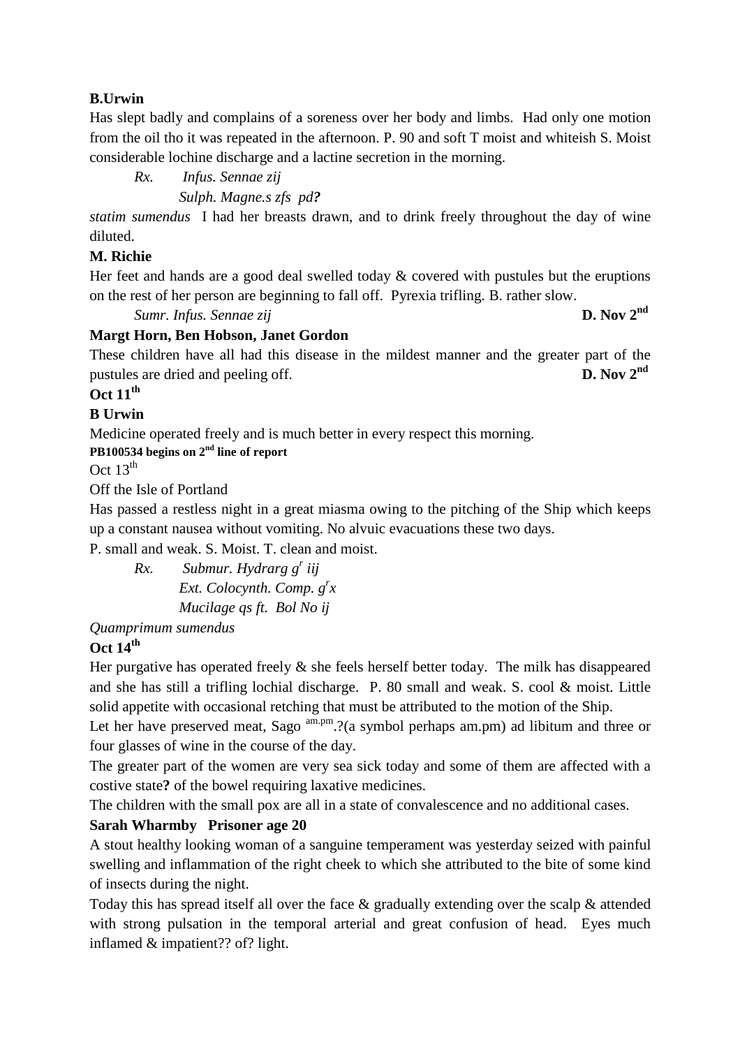**B.Urwin**

Has slept badly and complains of a soreness over her body and limbs. Had only one motion from the oil tho it was repeated in the afternoon. P. 90 and soft T moist and whiteish S. Moist considerable lochine discharge and a lactine secretion in the morning.

*Rx. Infus. Sennae zij*

*Sulph. Magne.s zfs pd**?***

*statim sumendus* I had her breasts drawn, and to drink freely throughout the day of wine diluted.

**M. Richie**

Her feet and hands are a good deal swelled today & covered with pustules but the eruptions on the rest of her person are beginning to fall off. Pyrexia trifling. B. rather slow.

*Sumr. Infus. Sennae zij* **D. Nov 2nd**

**Margt Horn, Ben Hobson, Janet Gordon**

These children have all had this disease in the mildest manner and the greater part of the pustules are dried and peeling off. **D. Nov 2nd**

**Oct 11th**

**B Urwin**

Medicine operated freely and is much better in every respect this morning.

**PB100534 begins on 2nd line of report**

Oct 13th

Off the Isle of Portland

Has passed a restless night in a great miasma owing to the pitching of the Ship which keeps up a constant nausea without vomiting. No alvuic evacuations these two days.

P. small and weak. S. Moist. T. clean and moist.

*Rx. Submur. Hydrarg gr iij*

*Ext. Colocynth. Comp. grx*

*Mucilage qs ft. Bol No ij*

*Quamprimum sumendus*

**Oct 14th**

Her purgative has operated freely & she feels herself better today. The milk has disappeared and she has still a trifling lochial discharge. P. 80 small and weak. S. cool & moist. Little solid appetite with occasional retching that must be attributed to the motion of the Ship.

Let her have preserved meat, Sago am.pm.?(a symbol perhaps am.pm) ad libitum and three or four glasses of wine in the course of the day.

The greater part of the women are very sea sick today and some of them are affected with a costive state**?** of the bowel requiring laxative medicines.

The children with the small pox are all in a state of convalescence and no additional cases.

**Sarah Wharmby Prisoner age 20**

A stout healthy looking woman of a sanguine temperament was yesterday seized with painful swelling and inflammation of the right cheek to which she attributed to the bite of some kind of insects during the night.

Today this has spread itself all over the face & gradually extending over the scalp & attended with strong pulsation in the temporal arterial and great confusion of head. Eyes much inflamed & impatient?? of? light.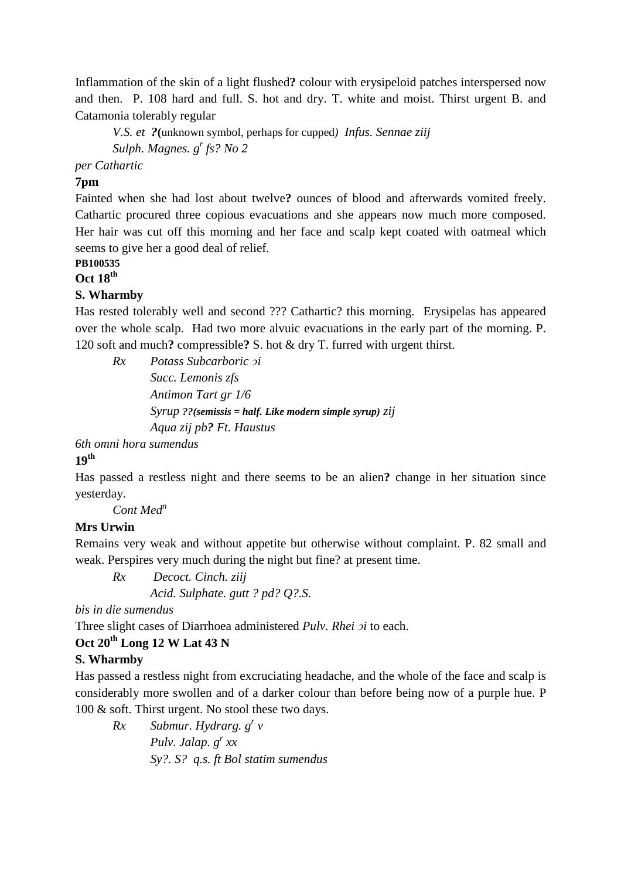Inflammation of the skin of a light flushed**?** colour with erysipeloid patches interspersed now and then. P. 108 hard and full. S. hot and dry. T. white and moist. Thirst urgent B. and Catamonia tolerably regular

*V.S. et* **?(**unknown symbol, perhaps for cupped*)* *Infus. Sennae ziij*

*Sulph. Magnes. g$^r$ fs? No 2*

*per Cathartic*

**7pm**

Fainted when she had lost about twelve**?** ounces of blood and afterwards vomited freely. Cathartic procured three copious evacuations and she appears now much more composed. Her hair was cut off this morning and her face and scalp kept coated with oatmeal which seems to give her a good deal of relief.

**PB100535**

**Oct 18$^{th}$**

**S. Wharmby**

Has rested tolerably well and second ??? Cathartic? this morning. Erysipelas has appeared over the whole scalp. Had two more alvuic evacuations in the early part of the morning. P. 120 soft and much**?** compressible**?** S. hot & dry T. furred with urgent thirst.

*Rx* *Potass Subcarboric ɔi*

*Succ. Lemonis zfs*

*Antimon Tart gr 1/6*

*Syrup* ***??(semissis = half. Like modern simple syrup)*** *zij*

*Aqua zij pb**?** Ft. Haustus*

*6th omni hora sumendus*

**19$^{th}$**

Has passed a restless night and there seems to be an alien**?** change in her situation since yesterday.

*Cont Med$^n$*

**Mrs Urwin**

Remains very weak and without appetite but otherwise without complaint. P. 82 small and weak. Perspires very much during the night but fine? at present time.

*Rx* *Decoct. Cinch. ziij*

*Acid. Sulphate. gutt ? pd? Q?.S.*

*bis in die sumendus*

Three slight cases of Diarrhoea administered *Pulv. Rhei ɔi* to each.

**Oct 20$^{th}$ Long 12 W Lat 43 N**

**S. Wharmby**

Has passed a restless night from excruciating headache, and the whole of the face and scalp is considerably more swollen and of a darker colour than before being now of a purple hue. P 100 & soft. Thirst urgent. No stool these two days.

*Rx* *Submur. Hydrarg. g$^r$ v*

*Pulv. Jalap. g$^r$ xx*

*Sy?. S? q.s. ft Bol statim sumendus*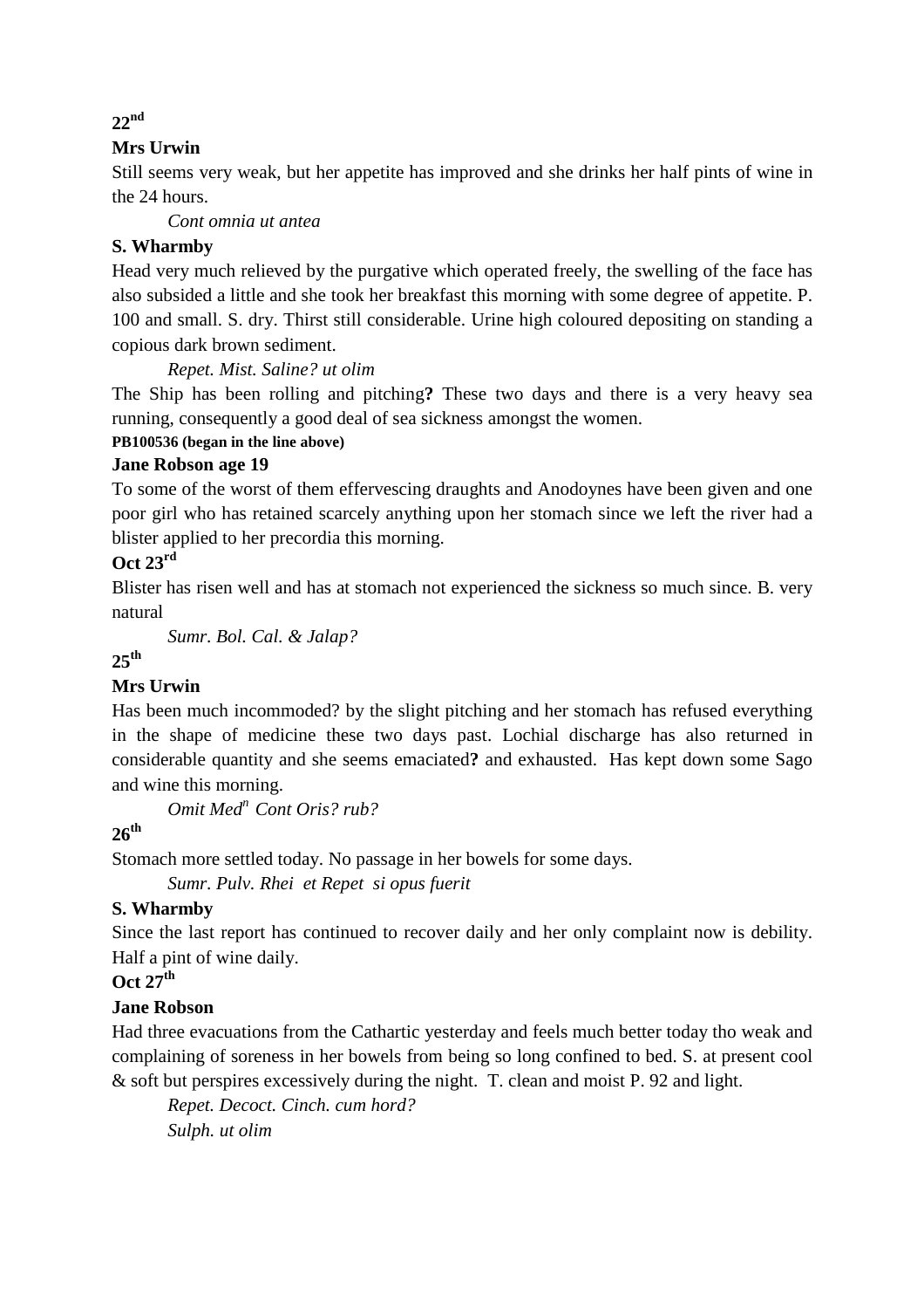**22nd**

**Mrs Urwin**

Still seems very weak, but her appetite has improved and she drinks her half pints of wine in the 24 hours.

*Cont omnia ut antea*

**S. Wharmby**

Head very much relieved by the purgative which operated freely, the swelling of the face has also subsided a little and she took her breakfast this morning with some degree of appetite. P. 100 and small. S. dry. Thirst still considerable. Urine high coloured depositing on standing a copious dark brown sediment.

*Repet. Mist. Saline? ut olim*

The Ship has been rolling and pitching**?** These two days and there is a very heavy sea running, consequently a good deal of sea sickness amongst the women.

**PB100536 (began in the line above)**

**Jane Robson age 19**

To some of the worst of them effervescing draughts and Anodoynes have been given and one poor girl who has retained scarcely anything upon her stomach since we left the river had a blister applied to her precordia this morning.

**Oct 23rd**

Blister has risen well and has at stomach not experienced the sickness so much since. B. very natural

*Sumr. Bol. Cal. & Jalap?*

**25th**

**Mrs Urwin**

Has been much incommoded? by the slight pitching and her stomach has refused everything in the shape of medicine these two days past. Lochial discharge has also returned in considerable quantity and she seems emaciated**?** and exhausted. Has kept down some Sago and wine this morning.

*Omit Med$^{n}$ Cont Oris? rub?*

**26th**

Stomach more settled today. No passage in her bowels for some days.

*Sumr. Pulv. Rhei et Repet si opus fuerit*

**S. Wharmby**

Since the last report has continued to recover daily and her only complaint now is debility. Half a pint of wine daily.

**Oct 27th**

**Jane Robson**

Had three evacuations from the Cathartic yesterday and feels much better today tho weak and complaining of soreness in her bowels from being so long confined to bed. S. at present cool & soft but perspires excessively during the night. T. clean and moist P. 92 and light.

*Repet. Decoct. Cinch. cum hord?*
*Sulph. ut olim*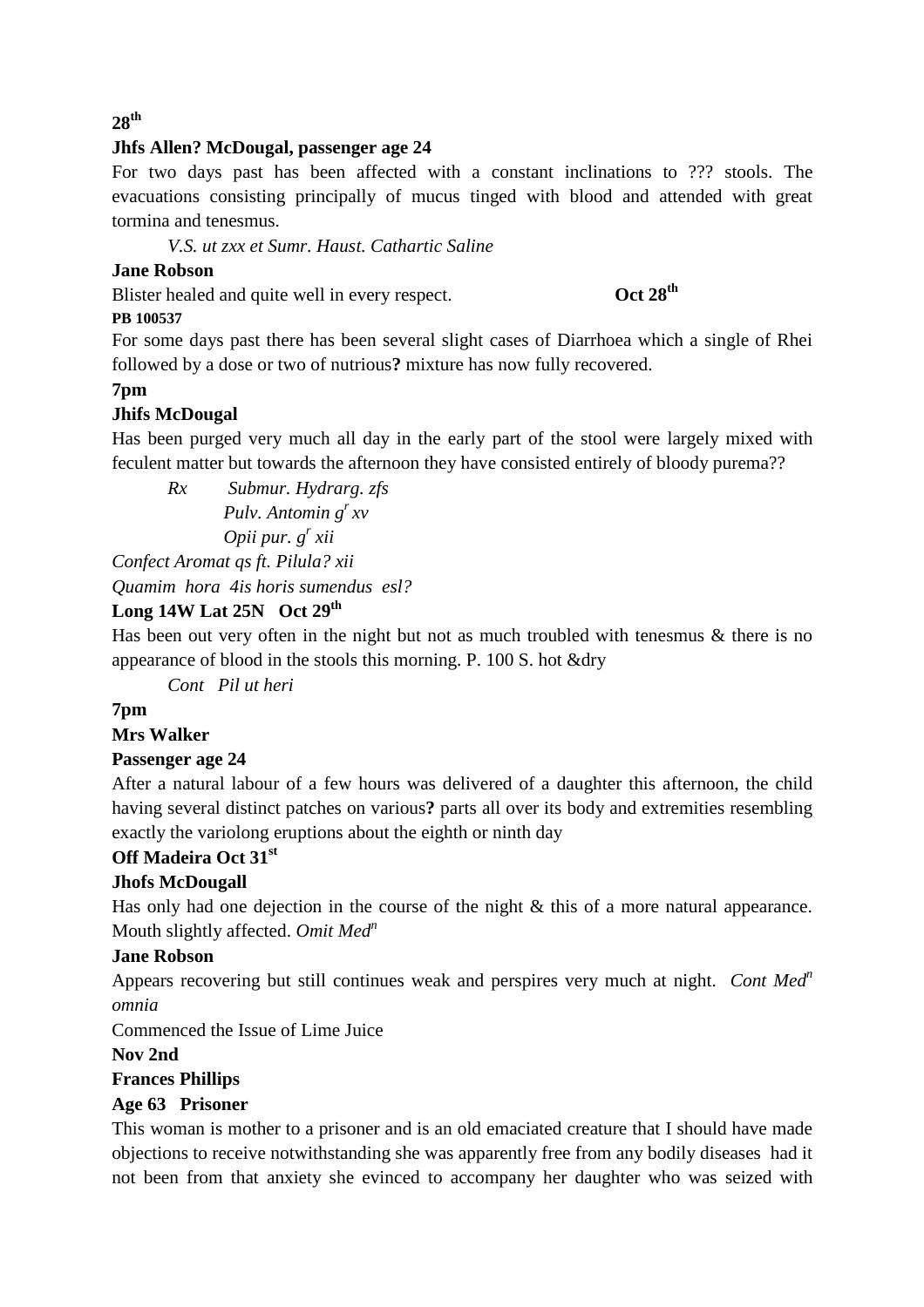**28th**

**Jhfs Allen? McDougal, passenger age 24**

For two days past has been affected with a constant inclinations to ??? stools. The evacuations consisting principally of mucus tinged with blood and attended with great tormina and tenesmus.

*V.S. ut zxx et Sumr. Haust. Cathartic Saline*

**Jane Robson**

Blister healed and quite well in every respect. **Oct 28th**

**PB 100537**

For some days past there has been several slight cases of Diarrhoea which a single of Rhei followed by a dose or two of nutrious**?** mixture has now fully recovered.

**7pm**

**Jhifs McDougal**

Has been purged very much all day in the early part of the stool were largely mixed with feculent matter but towards the afternoon they have consisted entirely of bloody purema??

*Rx Submur. Hydrarg. zfs*
*Pulv. Antomin gr xv*
*Opii pur. gr xii*
*Confect Aromat qs ft. Pilula? xii*
*Quamim hora 4is horis sumendus esl?*

**Long 14W Lat 25N Oct 29th**

Has been out very often in the night but not as much troubled with tenesmus & there is no appearance of blood in the stools this morning. P. 100 S. hot &dry

*Cont Pil ut heri*

**7pm**

**Mrs Walker**

**Passenger age 24**

After a natural labour of a few hours was delivered of a daughter this afternoon, the child having several distinct patches on various**?** parts all over its body and extremities resembling exactly the variolong eruptions about the eighth or ninth day

**Off Madeira Oct 31st**

**Jhofs McDougall**

Has only had one dejection in the course of the night & this of a more natural appearance. Mouth slightly affected. *Omit Medn*

**Jane Robson**

Appears recovering but still continues weak and perspires very much at night. *Cont Medn omnia*

Commenced the Issue of Lime Juice

**Nov 2nd**

**Frances Phillips**

**Age 63 Prisoner**

This woman is mother to a prisoner and is an old emaciated creature that I should have made objections to receive notwithstanding she was apparently free from any bodily diseases had it not been from that anxiety she evinced to accompany her daughter who was seized with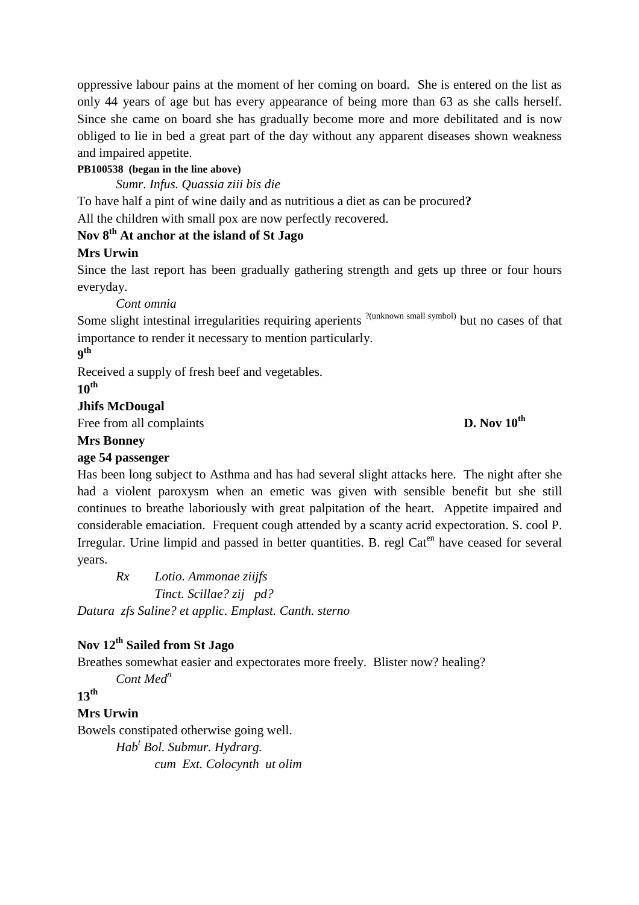oppressive labour pains at the moment of her coming on board. She is entered on the list as only 44 years of age but has every appearance of being more than 63 as she calls herself. Since she came on board she has gradually become more and more debilitated and is now obliged to lie in bed a great part of the day without any apparent diseases shown weakness and impaired appetite.

**PB100538 (began in the line above)**

*Sumr. Infus. Quassia ziii bis die*

To have half a pint of wine daily and as nutritious a diet as can be procured**?**

All the children with small pox are now perfectly recovered.

**Nov 8th At anchor at the island of St Jago**

**Mrs Urwin**

Since the last report has been gradually gathering strength and gets up three or four hours everyday.

*Cont omnia*

Some slight intestinal irregularities requiring aperients ?(unknown small symbol) but no cases of that importance to render it necessary to mention particularly.

**9th**

Received a supply of fresh beef and vegetables.

**10th**

**Jhifs McDougal**

Free from all complaints **D. Nov 10th**

**Mrs Bonney**

**age 54 passenger**

Has been long subject to Asthma and has had several slight attacks here. The night after she had a violent paroxysm when an emetic was given with sensible benefit but she still continues to breathe laboriously with great palpitation of the heart. Appetite impaired and considerable emaciation. Frequent cough attended by a scanty acrid expectoration. S. cool P. Irregular. Urine limpid and passed in better quantities. B. regl Caten have ceased for several years.

*Rx Lotio. Ammonae ziijfs*

*Tinct. Scillae? zij pd?*

*Datura zfs Saline? et applic. Emplast. Canth. sterno*

**Nov 12th Sailed from St Jago**

Breathes somewhat easier and expectorates more freely. Blister now? healing?

*Cont Medn*

**13th**

**Mrs Urwin**

Bowels constipated otherwise going well.

*Habt Bol. Submur. Hydrarg.*

*cum Ext. Colocynth ut olim*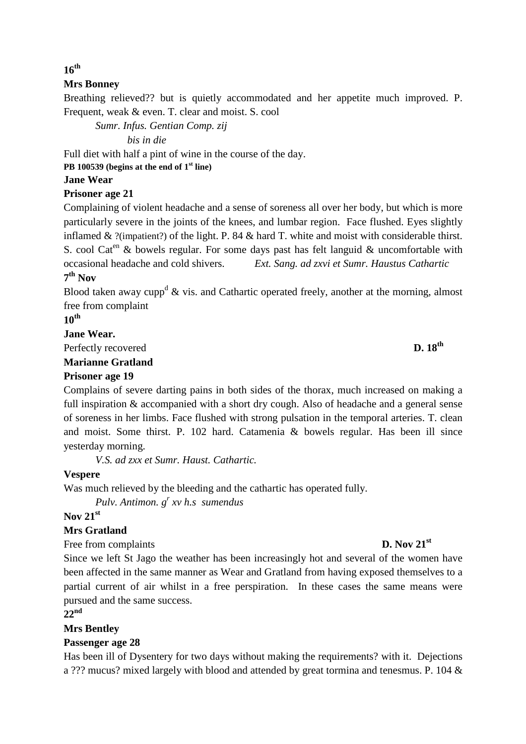**16th**

**Mrs Bonney**

Breathing relieved?? but is quietly accommodated and her appetite much improved. P. Frequent, weak & even. T. clear and moist. S. cool

*Sumr. Infus. Gentian Comp. zij*

*bis in die*

Full diet with half a pint of wine in the course of the day.

**PB 100539 (begins at the end of 1st line)**

**Jane Wear**

**Prisoner age 21**

Complaining of violent headache and a sense of soreness all over her body, but which is more particularly severe in the joints of the knees, and lumbar region. Face flushed. Eyes slightly inflamed & ?(impatient?) of the light. P. 84 & hard T. white and moist with considerable thirst. S. cool Caten & bowels regular. For some days past has felt languid & uncomfortable with occasional headache and cold shivers. *Ext. Sang. ad zxvi et Sumr. Haustus Cathartic*

**7th Nov**

Blood taken away cuppd & vis. and Cathartic operated freely, another at the morning, almost free from complaint

**10th**

**Jane Wear.**

Perfectly recovered **D. 18th**

**Marianne Gratland**

**Prisoner age 19**

Complains of severe darting pains in both sides of the thorax, much increased on making a full inspiration & accompanied with a short dry cough. Also of headache and a general sense of soreness in her limbs. Face flushed with strong pulsation in the temporal arteries. T. clean and moist. Some thirst. P. 102 hard. Catamenia & bowels regular. Has been ill since yesterday morning.

*V.S. ad zxx et Sumr. Haust. Cathartic.*

**Vespere**

Was much relieved by the bleeding and the cathartic has operated fully.

*Pulv. Antimon. gr xv h.s sumendus*

**Nov 21st**

**Mrs Gratland**

Free from complaints **D. Nov 21st**

Since we left St Jago the weather has been increasingly hot and several of the women have been affected in the same manner as Wear and Gratland from having exposed themselves to a partial current of air whilst in a free perspiration. In these cases the same means were pursued and the same success.

**22nd**

**Mrs Bentley**

**Passenger age 28**

Has been ill of Dysentery for two days without making the requirements? with it. Dejections a ??? mucus? mixed largely with blood and attended by great tormina and tenesmus. P. 104 &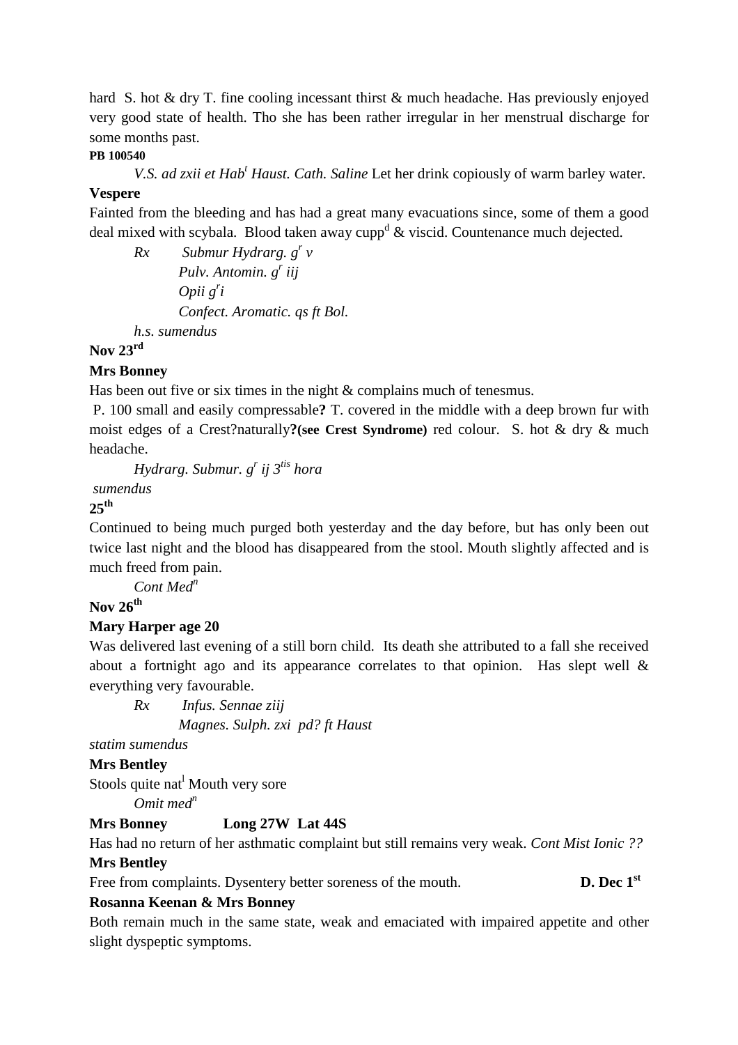hard S. hot & dry T. fine cooling incessant thirst & much headache. Has previously enjoyed very good state of health. Tho she has been rather irregular in her menstrual discharge for some months past.

**PB 100540**

*V.S. ad zxii et Hab[t] Haust. Cath. Saline* Let her drink copiously of warm barley water.

**Vespere**

Fainted from the bleeding and has had a great many evacuations since, some of them a good deal mixed with scybala. Blood taken away cupp[d] & viscid. Countenance much dejected.

*Rx Submur Hydrarg. g[r] v*
*Pulv. Antomin. g[r] iij*
*Opii g[r] i*
*Confect. Aromatic. qs ft Bol.*
*h.s. sumendus*

**Nov 23[rd]**

**Mrs Bonney**

Has been out five or six times in the night & complains much of tenesmus.

P. 100 small and easily compressable**?** T. covered in the middle with a deep brown fur with moist edges of a Crest?naturally**?(see Crest Syndrome)** red colour. S. hot & dry & much headache.

*Hydrarg. Submur. g[r] ij 3[tis] hora*
*sumendus*

**25[th]**

Continued to being much purged both yesterday and the day before, but has only been out twice last night and the blood has disappeared from the stool. Mouth slightly affected and is much freed from pain.

*Cont Med[n]*

**Nov 26[th]**

**Mary Harper age 20**

Was delivered last evening of a still born child. Its death she attributed to a fall she received about a fortnight ago and its appearance correlates to that opinion. Has slept well & everything very favourable.

*Rx Infus. Sennae ziij*
*Magnes. Sulph. zxi pd? ft Haust*
*statim sumendus*

**Mrs Bentley**

Stools quite nat[l] Mouth very sore

*Omit med[n]*

**Mrs Bonney Long 27W Lat 44S**

Has had no return of her asthmatic complaint but still remains very weak. *Cont Mist Ionic ??*

**Mrs Bentley**

Free from complaints. Dysentery better soreness of the mouth. **D. Dec 1[st]**

**Rosanna Keenan & Mrs Bonney**

Both remain much in the same state, weak and emaciated with impaired appetite and other slight dyspeptic symptoms.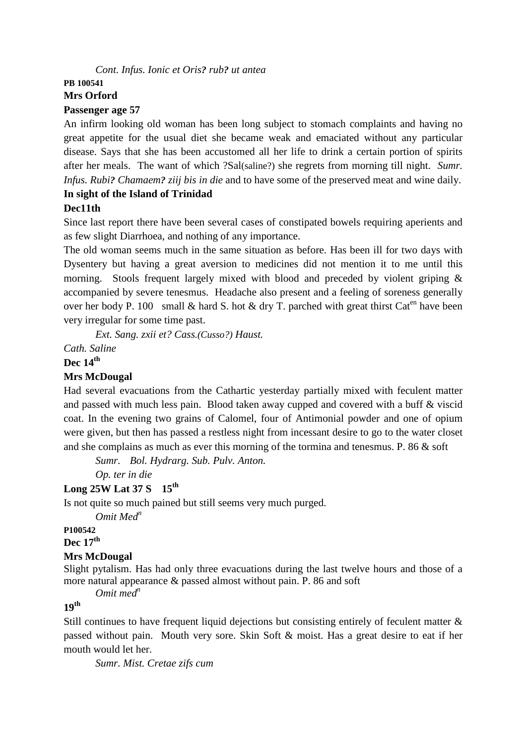*Cont. Infus. Ionic et Oris? rub? ut antea*

**PB 100541**

**Mrs Orford**

**Passenger age 57**

An infirm looking old woman has been long subject to stomach complaints and having no great appetite for the usual diet she became weak and emaciated without any particular disease. Says that she has been accustomed all her life to drink a certain portion of spirits after her meals. The want of which ?Sal(saline?) she regrets from morning till night. *Sumr. Infus. Rubi? Chamaem? ziij bis in die* and to have some of the preserved meat and wine daily.

**In sight of the Island of Trinidad**

**Dec11th**

Since last report there have been several cases of constipated bowels requiring aperients and as few slight Diarrhoea, and nothing of any importance.

The old woman seems much in the same situation as before. Has been ill for two days with Dysentery but having a great aversion to medicines did not mention it to me until this morning. Stools frequent largely mixed with blood and preceded by violent griping & accompanied by severe tenesmus. Headache also present and a feeling of soreness generally over her body P. 100 small & hard S. hot & dry T. parched with great thirst Cat[en] have been very irregular for some time past.

*Ext. Sang. zxii et? Cass.(Cusso?) Haust.*

*Cath. Saline*

**Dec 14th**

**Mrs McDougal**

Had several evacuations from the Cathartic yesterday partially mixed with feculent matter and passed with much less pain. Blood taken away cupped and covered with a buff & viscid coat. In the evening two grains of Calomel, four of Antimonial powder and one of opium were given, but then has passed a restless night from incessant desire to go to the water closet and she complains as much as ever this morning of the tormina and tenesmus. P. 86 & soft

*Sumr. Bol. Hydrarg. Sub. Pulv. Anton.*

*Op. ter in die*

**Long 25W Lat 37 S 15th**

Is not quite so much pained but still seems very much purged.

*Omit Med[n]*

**P100542**

**Dec 17th**

**Mrs McDougal**

Slight pytalism. Has had only three evacuations during the last twelve hours and those of a more natural appearance & passed almost without pain. P. 86 and soft

*Omit med[n]*

**19th**

Still continues to have frequent liquid dejections but consisting entirely of feculent matter & passed without pain. Mouth very sore. Skin Soft & moist. Has a great desire to eat if her mouth would let her.

*Sumr. Mist. Cretae zifs cum*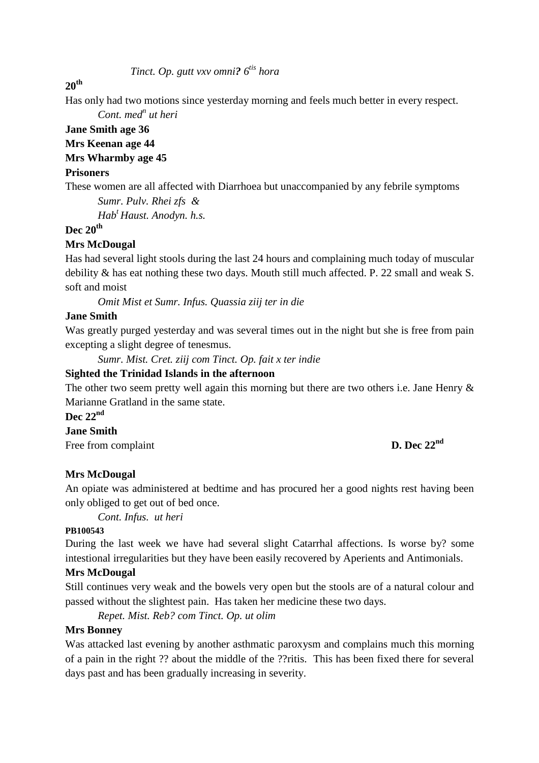*Tinct. Op. gutt vxv omni**?** 6^tis^ hora*

**20th**

Has only had two motions since yesterday morning and feels much better in every respect.

*Cont. med^n^ ut heri*

**Jane Smith age 36**

**Mrs Keenan age 44**

**Mrs Wharmby age 45**

**Prisoners**

These women are all affected with Diarrhoea but unaccompanied by any febrile symptoms

*Sumr. Pulv. Rhei zfs &*

*Hab^t^ Haust. Anodyn. h.s.*

**Dec 20th**

**Mrs McDougal**

Has had several light stools during the last 24 hours and complaining much today of muscular debility & has eat nothing these two days. Mouth still much affected. P. 22 small and weak S. soft and moist

*Omit Mist et Sumr. Infus. Quassia ziij ter in die*

**Jane Smith**

Was greatly purged yesterday and was several times out in the night but she is free from pain excepting a slight degree of tenesmus.

*Sumr. Mist. Cret. ziij com Tinct. Op. fait x ter indie*

**Sighted the Trinidad Islands in the afternoon**

The other two seem pretty well again this morning but there are two others i.e. Jane Henry & Marianne Gratland in the same state.

**Dec 22nd**

**Jane Smith**

Free from complaint **D. Dec 22nd**

**Mrs McDougal**

An opiate was administered at bedtime and has procured her a good nights rest having been only obliged to get out of bed once.

*Cont. Infus. ut heri*

**PB100543**

During the last week we have had several slight Catarrhal affections. Is worse by? some intestional irregularities but they have been easily recovered by Aperients and Antimonials.

**Mrs McDougal**

Still continues very weak and the bowels very open but the stools are of a natural colour and passed without the slightest pain. Has taken her medicine these two days.

*Repet. Mist. Reb? com Tinct. Op. ut olim*

**Mrs Bonney**

Was attacked last evening by another asthmatic paroxysm and complains much this morning of a pain in the right ?? about the middle of the ??ritis. This has been fixed there for several days past and has been gradually increasing in severity.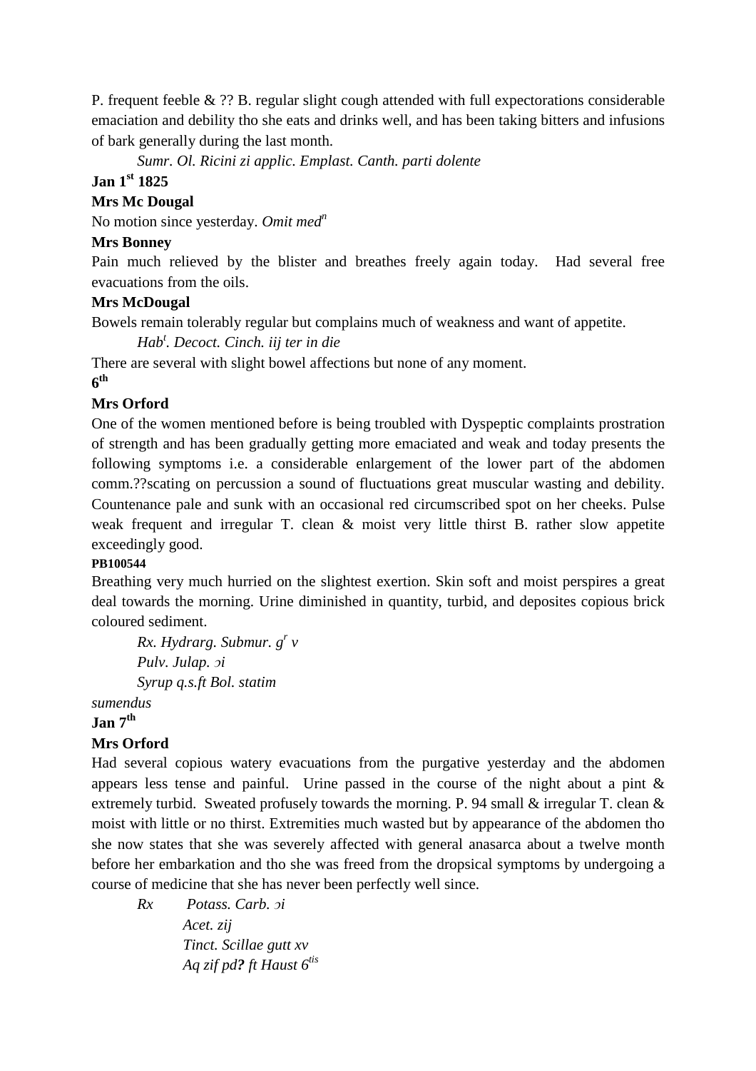P. frequent feeble & ?? B. regular slight cough attended with full expectorations considerable emaciation and debility tho she eats and drinks well, and has been taking bitters and infusions of bark generally during the last month.

*Sumr. Ol. Ricini zi applic. Emplast. Canth. parti dolente*

**Jan 1st 1825**

**Mrs Mc Dougal**

No motion since yesterday. *Omit med$^n$*

**Mrs Bonney**

Pain much relieved by the blister and breathes freely again today. Had several free evacuations from the oils.

**Mrs McDougal**

Bowels remain tolerably regular but complains much of weakness and want of appetite.

*Hab$^t$. Decoct. Cinch. iij ter in die*

There are several with slight bowel affections but none of any moment.

**6th**

**Mrs Orford**

One of the women mentioned before is being troubled with Dyspeptic complaints prostration of strength and has been gradually getting more emaciated and weak and today presents the following symptoms i.e. a considerable enlargement of the lower part of the abdomen comm.??scating on percussion a sound of fluctuations great muscular wasting and debility. Countenance pale and sunk with an occasional red circumscribed spot on her cheeks. Pulse weak frequent and irregular T. clean & moist very little thirst B. rather slow appetite exceedingly good.

**PB100544**

Breathing very much hurried on the slightest exertion. Skin soft and moist perspires a great deal towards the morning. Urine diminished in quantity, turbid, and deposites copious brick coloured sediment.

*Rx. Hydrarg. Submur. g$^r$ v*
*Pulv. Julap. ɔi*
*Syrup q.s.ft Bol. statim*
*sumendus*

**Jan 7th**

**Mrs Orford**

Had several copious watery evacuations from the purgative yesterday and the abdomen appears less tense and painful. Urine passed in the course of the night about a pint & extremely turbid. Sweated profusely towards the morning. P. 94 small & irregular T. clean & moist with little or no thirst. Extremities much wasted but by appearance of the abdomen tho she now states that she was severely affected with general anasarca about a twelve month before her embarkation and tho she was freed from the dropsical symptoms by undergoing a course of medicine that she has never been perfectly well since.

*Rx Potass. Carb. ɔi*
*Acet. zij*
*Tinct. Scillae gutt xv*
*Aq zif pd**?** ft Haust 6$^{tis}$*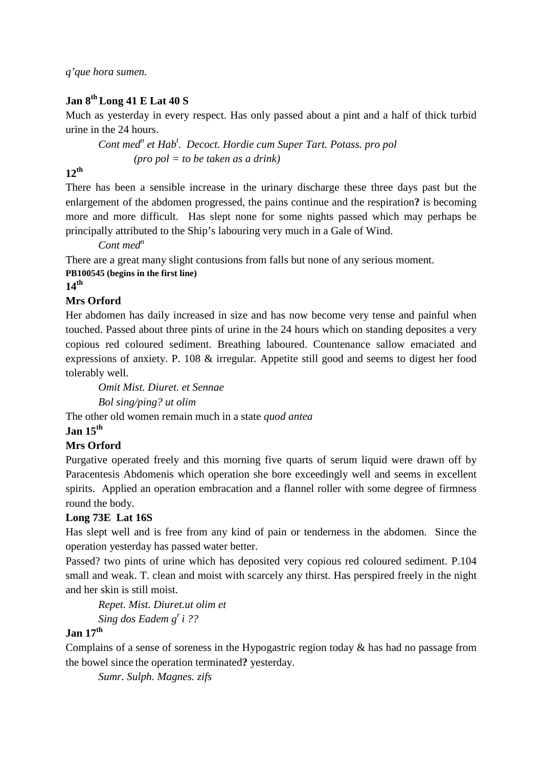*q'que hora sumen.*

**Jan 8th Long 41 E Lat 40 S**

Much as yesterday in every respect. Has only passed about a pint and a half of thick turbid urine in the 24 hours.

*Cont med$^n$ et Hab$^t$. Decoct. Hordie cum Super Tart. Potass. pro pol*
*(pro pol = to be taken as a drink)*

**12th**

There has been a sensible increase in the urinary discharge these three days past but the enlargement of the abdomen progressed, the pains continue and the respiration**?** is becoming more and more difficult. Has slept none for some nights passed which may perhaps be principally attributed to the Ship's labouring very much in a Gale of Wind.

*Cont med$^n$*

There are a great many slight contusions from falls but none of any serious moment.

**PB100545 (begins in the first line)**

**14th**

**Mrs Orford**

Her abdomen has daily increased in size and has now become very tense and painful when touched. Passed about three pints of urine in the 24 hours which on standing deposites a very copious red coloured sediment. Breathing laboured. Countenance sallow emaciated and expressions of anxiety. P. 108 & irregular. Appetite still good and seems to digest her food tolerably well.

*Omit Mist. Diuret. et Sennae*
*Bol sing/ping? ut olim*

The other old women remain much in a state *quod antea*

**Jan 15th**

**Mrs Orford**

Purgative operated freely and this morning five quarts of serum liquid were drawn off by Paracentesis Abdomenis which operation she bore exceedingly well and seems in excellent spirits. Applied an operation embracation and a flannel roller with some degree of firmness round the body.

**Long 73E Lat 16S**

Has slept well and is free from any kind of pain or tenderness in the abdomen. Since the operation yesterday has passed water better.

Passed? two pints of urine which has deposited very copious red coloured sediment. P.104 small and weak. T. clean and moist with scarcely any thirst. Has perspired freely in the night and her skin is still moist.

*Repet. Mist. Diuret.ut olim et*
*Sing dos Eadem g$^r$ i ??*

**Jan 17th**

Complains of a sense of soreness in the Hypogastric region today & has had no passage from the bowel since the operation terminated**?** yesterday.

*Sumr. Sulph. Magnes. zifs*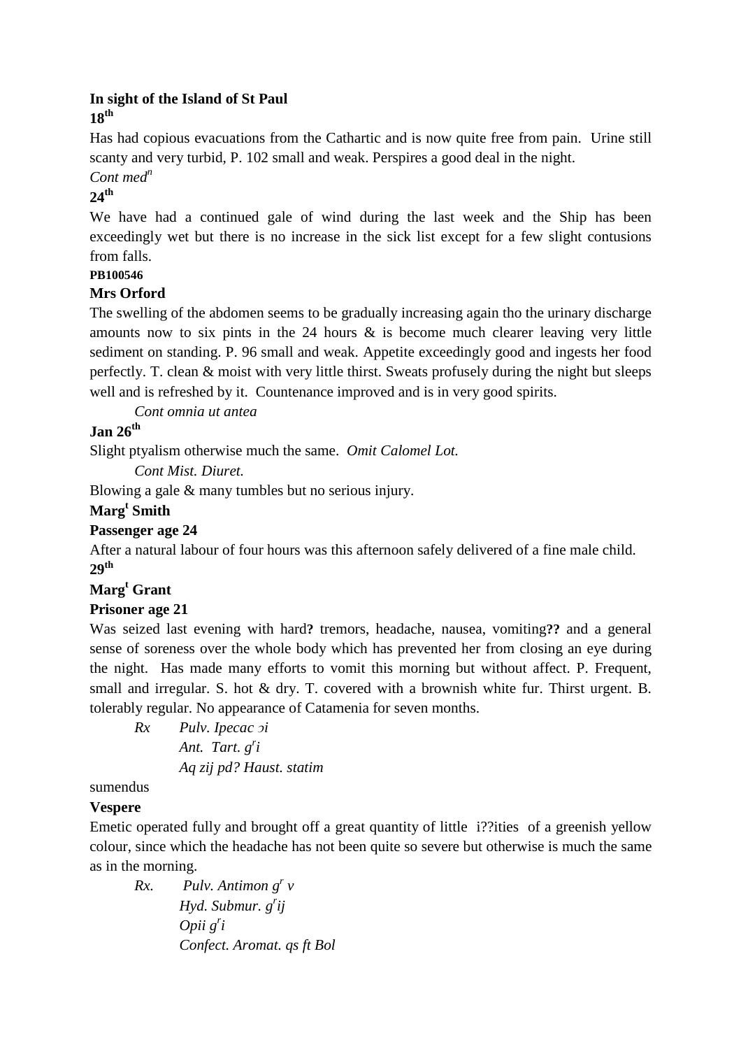**In sight of the Island of St Paul**

**18th**

Has had copious evacuations from the Cathartic and is now quite free from pain. Urine still scanty and very turbid, P. 102 small and weak. Perspires a good deal in the night.

*Cont med^n^*

**24th**

We have had a continued gale of wind during the last week and the Ship has been exceedingly wet but there is no increase in the sick list except for a few slight contusions from falls.

**PB100546**

**Mrs Orford**

The swelling of the abdomen seems to be gradually increasing again tho the urinary discharge amounts now to six pints in the 24 hours & is become much clearer leaving very little sediment on standing. P. 96 small and weak. Appetite exceedingly good and ingests her food perfectly. T. clean & moist with very little thirst. Sweats profusely during the night but sleeps well and is refreshed by it. Countenance improved and is in very good spirits.

*Cont omnia ut antea*

**Jan 26th**

Slight ptyalism otherwise much the same. *Omit Calomel Lot.*

*Cont Mist. Diuret.*

Blowing a gale & many tumbles but no serious injury.

**Marg^t^ Smith**

**Passenger age 24**

After a natural labour of four hours was this afternoon safely delivered of a fine male child.

**29th**

**Marg^t^ Grant**

**Prisoner age 21**

Was seized last evening with hard**?** tremors, headache, nausea, vomiting**??** and a general sense of soreness over the whole body which has prevented her from closing an eye during the night. Has made many efforts to vomit this morning but without affect. P. Frequent, small and irregular. S. hot & dry. T. covered with a brownish white fur. Thirst urgent. B. tolerably regular. No appearance of Catamenia for seven months.

*Rx Pulv. Ipecac ɔi*
*Ant. Tart. g^r^i*
*Aq ʒij pd? Haust. statim*

sumendus

**Vespere**

Emetic operated fully and brought off a great quantity of little i??ities of a greenish yellow colour, since which the headache has not been quite so severe but otherwise is much the same as in the morning.

*Rx. Pulv. Antimon g^r^ v*
*Hyd. Submur. g^r^ij*
*Opii g^r^i*
*Confect. Aromat. qs ft Bol*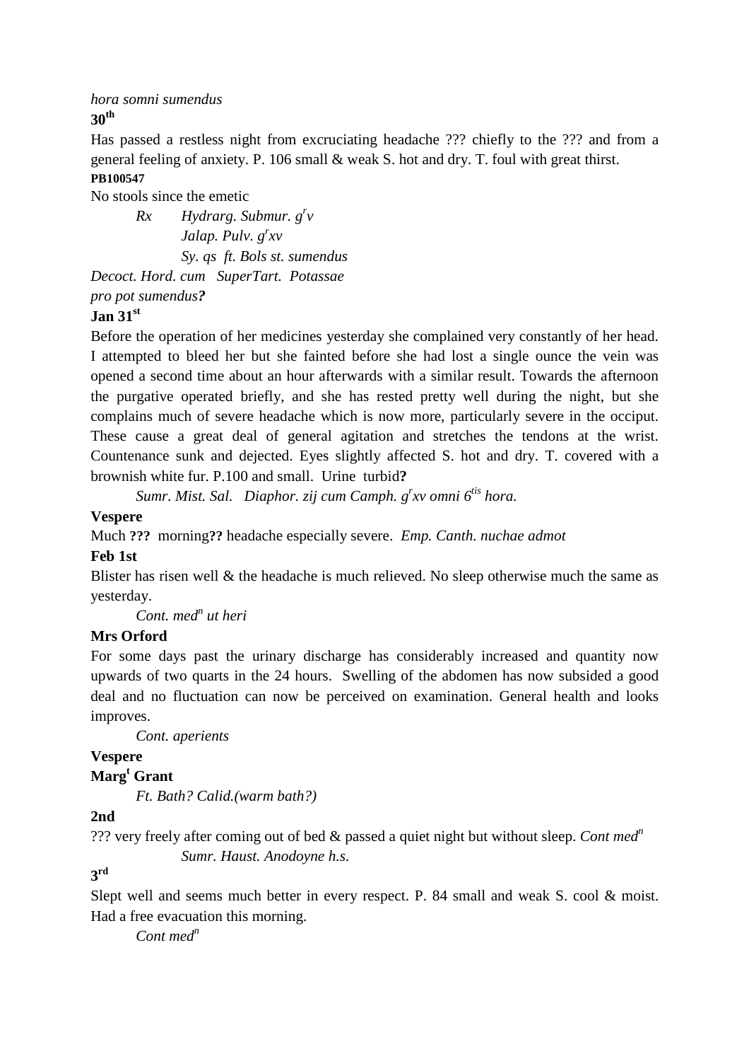*hora somni sumendus*

**30th**

Has passed a restless night from excruciating headache ??? chiefly to the ??? and from a general feeling of anxiety. P. 106 small & weak S. hot and dry. T. foul with great thirst.

**PB100547**

No stools since the emetic

*Rx Hydrarg. Submur. g$^r$v*
*Jalap. Pulv. g$^r$xv*
*Sy. qs ft. Bols st. sumendus*

*Decoct. Hord. cum SuperTart. Potassae*
*pro pot sumendus***?**

**Jan 31st**

Before the operation of her medicines yesterday she complained very constantly of her head. I attempted to bleed her but she fainted before she had lost a single ounce the vein was opened a second time about an hour afterwards with a similar result. Towards the afternoon the purgative operated briefly, and she has rested pretty well during the night, but she complains much of severe headache which is now more, particularly severe in the occiput. These cause a great deal of general agitation and stretches the tendons at the wrist. Countenance sunk and dejected. Eyes slightly affected S. hot and dry. T. covered with a brownish white fur. P.100 and small. Urine turbid**?**

*Sumr. Mist. Sal. Diaphor. zij cum Camph. g$^r$xv omni 6$^{tis}$ hora.*

**Vespere**

Much **???** morning**??** headache especially severe. *Emp. Canth. nuchae admot*

**Feb 1st**

Blister has risen well & the headache is much relieved. No sleep otherwise much the same as yesterday.

*Cont. med$^n$ ut heri*

**Mrs Orford**

For some days past the urinary discharge has considerably increased and quantity now upwards of two quarts in the 24 hours. Swelling of the abdomen has now subsided a good deal and no fluctuation can now be perceived on examination. General health and looks improves.

*Cont. aperients*

**Vespere**

**Marg$^t$ Grant**

*Ft. Bath? Calid.(warm bath?)*

**2nd**

??? very freely after coming out of bed & passed a quiet night but without sleep. *Cont med$^n$*

*Sumr. Haust. Anodoyne h.s.*

**3rd**

Slept well and seems much better in every respect. P. 84 small and weak S. cool & moist. Had a free evacuation this morning.

*Cont med$^n$*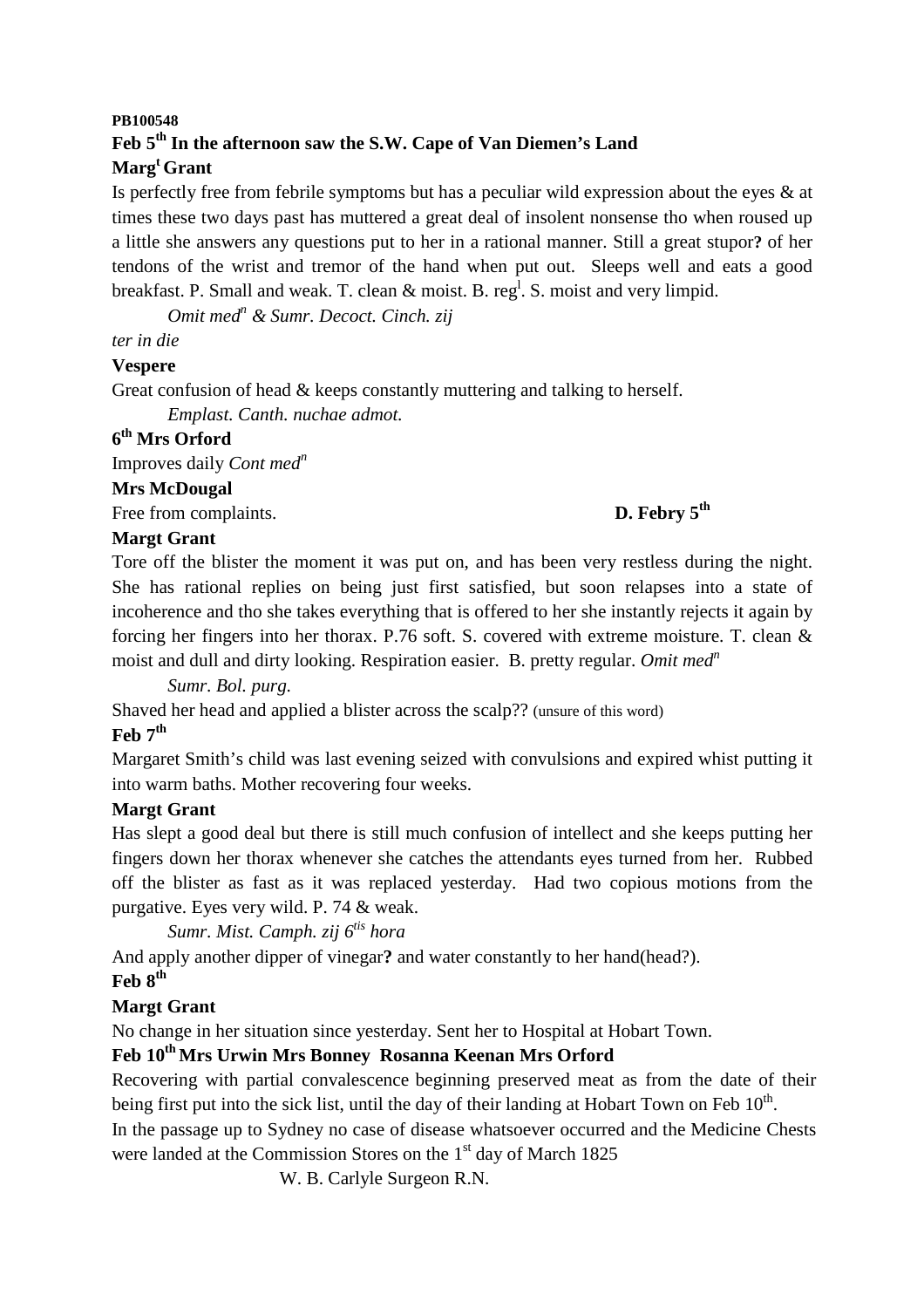**PB100548**

**Feb 5th In the afternoon saw the S.W. Cape of Van Diemen's Land**

**Margt Grant**

Is perfectly free from febrile symptoms but has a peculiar wild expression about the eyes & at times these two days past has muttered a great deal of insolent nonsense tho when roused up a little she answers any questions put to her in a rational manner. Still a great stupor**?** of her tendons of the wrist and tremor of the hand when put out. Sleeps well and eats a good breakfast. P. Small and weak. T. clean & moist. B. regl. S. moist and very limpid.

*Omit medn & Sumr. Decoct. Cinch. zij*

*ter in die*

**Vespere**

Great confusion of head & keeps constantly muttering and talking to herself.

*Emplast. Canth. nuchae admot.*

**6th Mrs Orford**

Improves daily *Cont medn*

**Mrs McDougal**

Free from complaints. **D. Febry 5th**

**Margt Grant**

Tore off the blister the moment it was put on, and has been very restless during the night. She has rational replies on being just first satisfied, but soon relapses into a state of incoherence and tho she takes everything that is offered to her she instantly rejects it again by forcing her fingers into her thorax. P.76 soft. S. covered with extreme moisture. T. clean & moist and dull and dirty looking. Respiration easier. B. pretty regular. *Omit medn*

*Sumr. Bol. purg.*

Shaved her head and applied a blister across the scalp?? (unsure of this word)

**Feb 7th**

Margaret Smith's child was last evening seized with convulsions and expired whist putting it into warm baths. Mother recovering four weeks.

**Margt Grant**

Has slept a good deal but there is still much confusion of intellect and she keeps putting her fingers down her thorax whenever she catches the attendants eyes turned from her. Rubbed off the blister as fast as it was replaced yesterday. Had two copious motions from the purgative. Eyes very wild. P. 74 & weak.

*Sumr. Mist. Camph. zij 6tis hora*

And apply another dipper of vinegar**?** and water constantly to her hand(head?).

**Feb 8th**

**Margt Grant**

No change in her situation since yesterday. Sent her to Hospital at Hobart Town.

**Feb 10th Mrs Urwin Mrs Bonney Rosanna Keenan Mrs Orford**

Recovering with partial convalescence beginning preserved meat as from the date of their being first put into the sick list, until the day of their landing at Hobart Town on Feb 10th.

In the passage up to Sydney no case of disease whatsoever occurred and the Medicine Chests were landed at the Commission Stores on the 1st day of March 1825

W. B. Carlyle Surgeon R.N.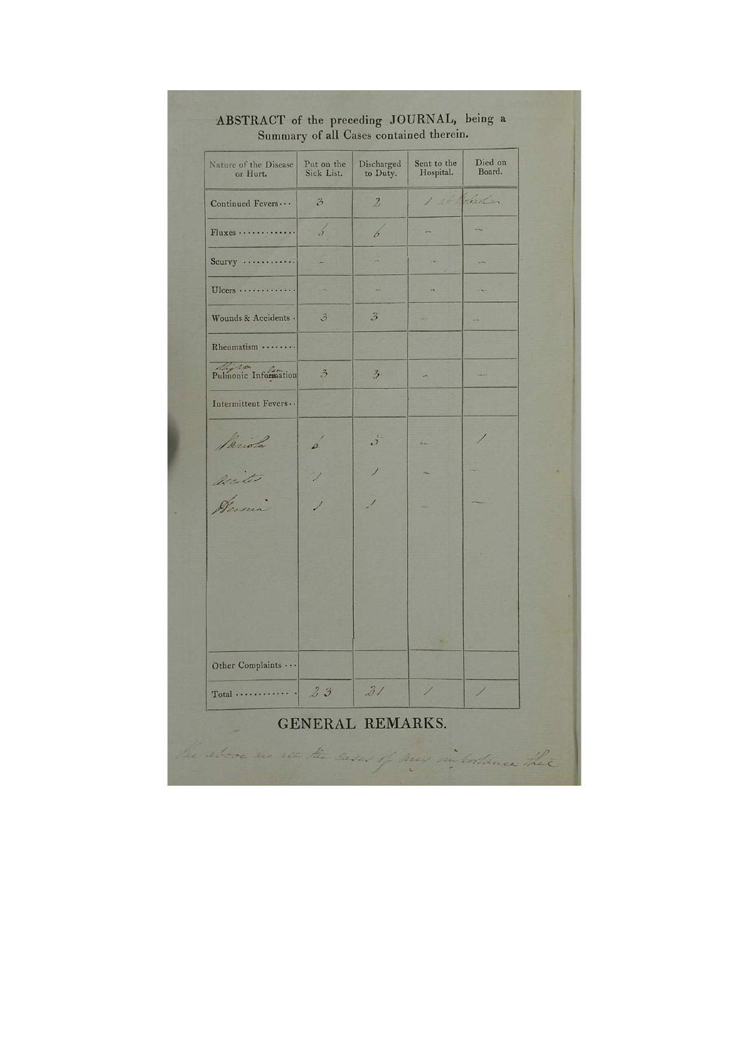# ABSTRACT of the preceding JOURNAL, being a Summary of all Cases contained therein.

| Nature of the Disease or Hurt. | Put on the Sick List. | Discharged to Duty. | Sent to the Hospital. | Died on Board. |
|---|---|---|---|---|
| Continued Fevers··· | 3 | 2 | 1 at Halifax | |
| Fluxes ············· | 5 | 6 | – | – |
| Scurvy ··········· | – | – | – | – |
| Ulcers ············ | – | – | – | – |
| Wounds & Accidents · | 3 | 3 | – | – |
| Rheumatism ········ | | | | |
| Slight Pulmonic Inflammation | 3 | 3 | – | – |
| Intermittent Fevers·· | | | | |
| Variola | 6 | 5 | – | 1 |
| Ascites | 1 | 1 | – | – |
| Hernia | 1 | 1 | – | – |
| Other Complaints ··· | | | | |
| Total ············ | 23 | 21 | 1 | 1 |

## GENERAL REMARKS.

The above are all the cases of any importance that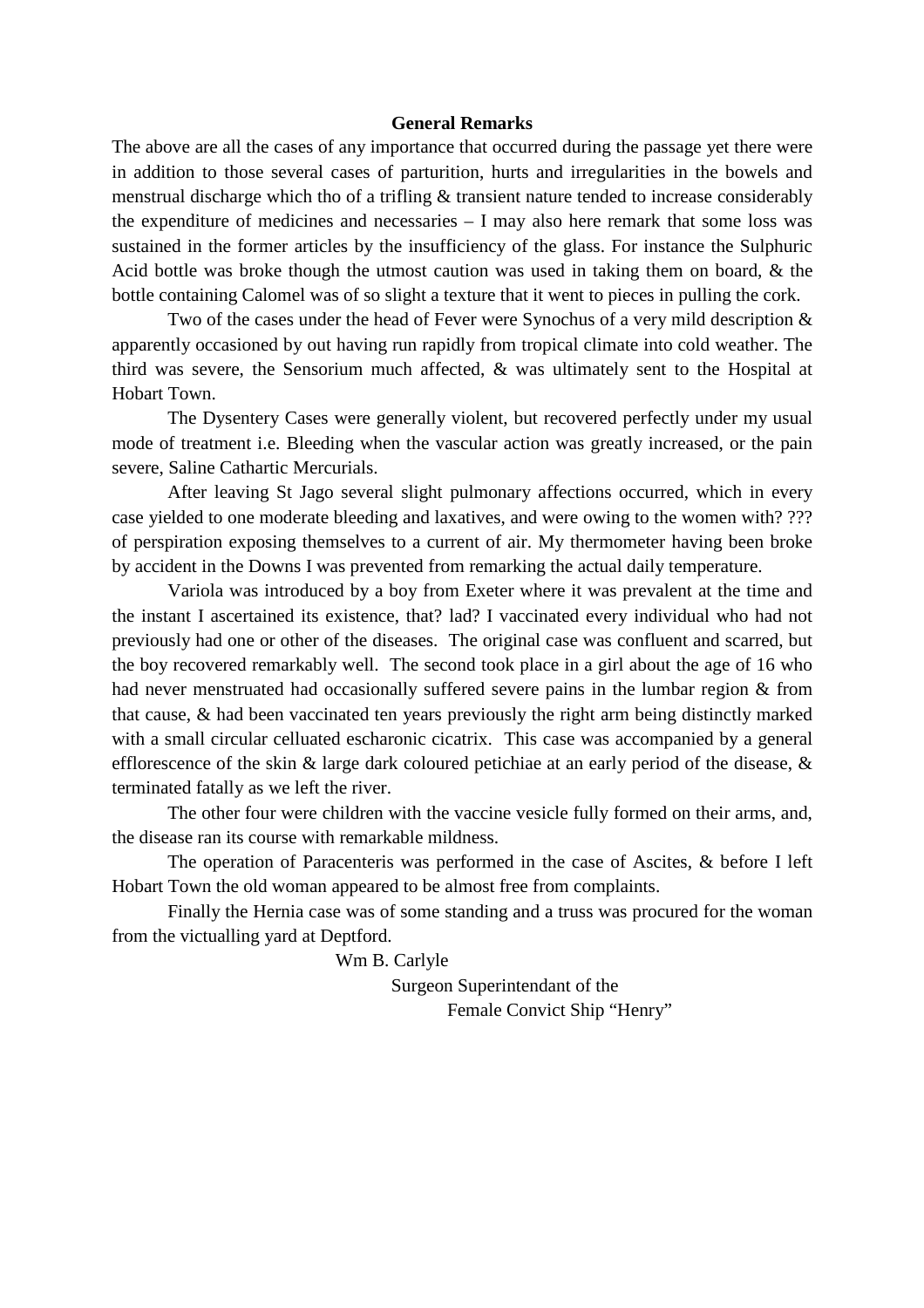**General Remarks**

The above are all the cases of any importance that occurred during the passage yet there were in addition to those several cases of parturition, hurts and irregularities in the bowels and menstrual discharge which tho of a trifling & transient nature tended to increase considerably the expenditure of medicines and necessaries – I may also here remark that some loss was sustained in the former articles by the insufficiency of the glass. For instance the Sulphuric Acid bottle was broke though the utmost caution was used in taking them on board, & the bottle containing Calomel was of so slight a texture that it went to pieces in pulling the cork.

Two of the cases under the head of Fever were Synochus of a very mild description & apparently occasioned by out having run rapidly from tropical climate into cold weather. The third was severe, the Sensorium much affected, & was ultimately sent to the Hospital at Hobart Town.

The Dysentery Cases were generally violent, but recovered perfectly under my usual mode of treatment i.e. Bleeding when the vascular action was greatly increased, or the pain severe, Saline Cathartic Mercurials.

After leaving St Jago several slight pulmonary affections occurred, which in every case yielded to one moderate bleeding and laxatives, and were owing to the women with? ??? of perspiration exposing themselves to a current of air. My thermometer having been broke by accident in the Downs I was prevented from remarking the actual daily temperature.

Variola was introduced by a boy from Exeter where it was prevalent at the time and the instant I ascertained its existence, that? lad? I vaccinated every individual who had not previously had one or other of the diseases. The original case was confluent and scarred, but the boy recovered remarkably well. The second took place in a girl about the age of 16 who had never menstruated had occasionally suffered severe pains in the lumbar region & from that cause, & had been vaccinated ten years previously the right arm being distinctly marked with a small circular celluated escharonic cicatrix. This case was accompanied by a general efflorescence of the skin & large dark coloured petichiae at an early period of the disease, & terminated fatally as we left the river.

The other four were children with the vaccine vesicle fully formed on their arms, and, the disease ran its course with remarkable mildness.

The operation of Paracenteris was performed in the case of Ascites, & before I left Hobart Town the old woman appeared to be almost free from complaints.

Finally the Hernia case was of some standing and a truss was procured for the woman from the victualling yard at Deptford.

Wm B. Carlyle

Surgeon Superintendant of the

Female Convict Ship "Henry"